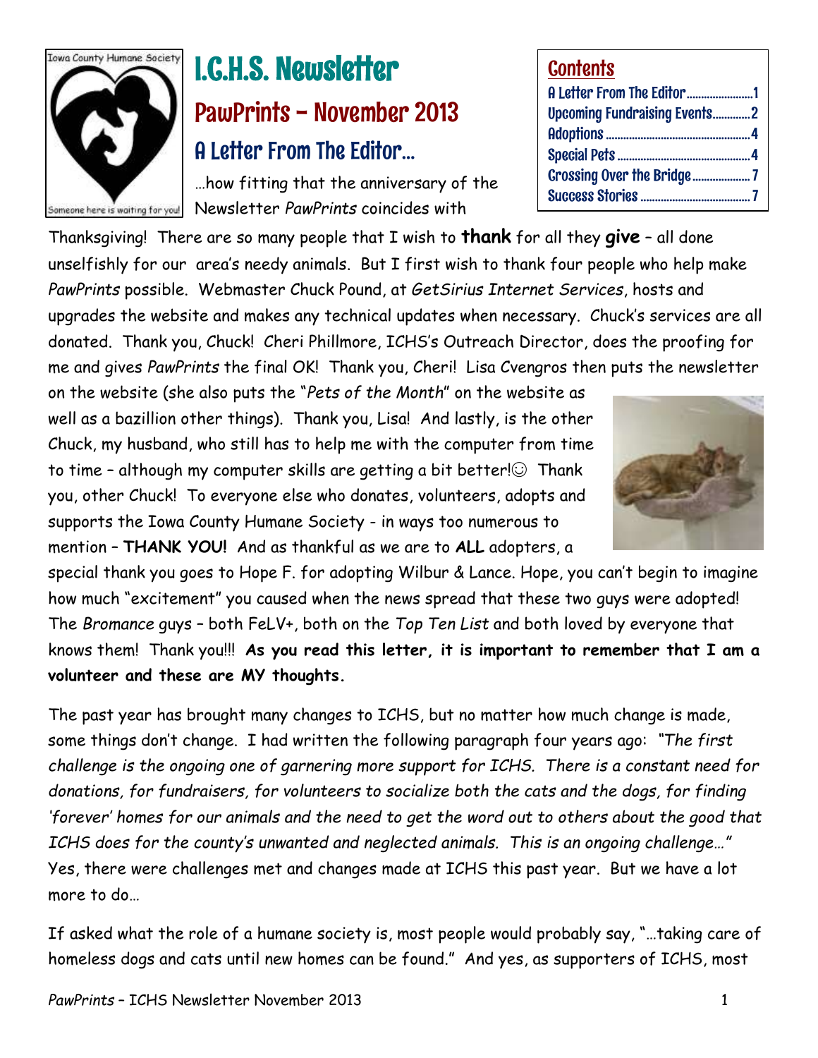Iowa County Humane Society

Someone here is waiting for you!

# I.C.H.S. Newsletter

## PawPrints – November 2013

## A Letter From The Editor…

**Contents**

- A Letter From The Editor........................1
- Upcoming Fundraising Events.............2
- Adoptions..................................................4
- Special Pets...............................................4
- Crossing Over the Bridge......................7
- Success Stories........................................7

…how fitting that the anniversary of the Newsletter *PawPrints* coincides with Thanksgiving! There are so many people that I wish to **thank** for all they **give** – all done unselfishly for our area's needy animals. But I first wish to thank four people who help make *PawPrints* possible. Webmaster Chuck Pound, at *GetSirius Internet Services*, hosts and upgrades the website and makes any technical updates when necessary. Chuck's services are all donated. Thank you, Chuck! Cheri Phillmore, ICHS's Outreach Director, does the proofing for me and gives *PawPrints* the final OK! Thank you, Cheri! Lisa Cvengros then puts the newsletter on the website (she also puts the "*Pets of the Month*" on the website as well as a bazillion other things). Thank you, Lisa! And lastly, is the other Chuck, my husband, who still has to help me with the computer from time to time – although my computer skills are getting a bit better!☺ Thank you, other Chuck! To everyone else who donates, volunteers, adopts and supports the Iowa County Humane Society - in ways too numerous to mention – **THANK YOU!** And as thankful as we are to **ALL** adopters, a special thank you goes to Hope F. for adopting Wilbur & Lance. Hope, you can't begin to imagine how much "excitement" you caused when the news spread that these two guys were adopted! The *Bromance* guys – both FeLV+, both on the *Top Ten List* and both loved by everyone that knows them! Thank you!!! **As you read this letter, it is important to remember that I am a volunteer and these are MY thoughts.**

The past year has brought many changes to ICHS, but no matter how much change is made, some things don't change. I had written the following paragraph four years ago: "*The first challenge is the ongoing one of garnering more support for ICHS. There is a constant need for donations, for fundraisers, for volunteers to socialize both the cats and the dogs, for finding 'forever' homes for our animals and the need to get the word out to others about the good that ICHS does for the county's unwanted and neglected animals. This is an ongoing challenge…*" Yes, there were challenges met and changes made at ICHS this past year. But we have a lot more to do…

If asked what the role of a humane society is, most people would probably say, "…taking care of homeless dogs and cats until new homes can be found." And yes, as supporters of ICHS, most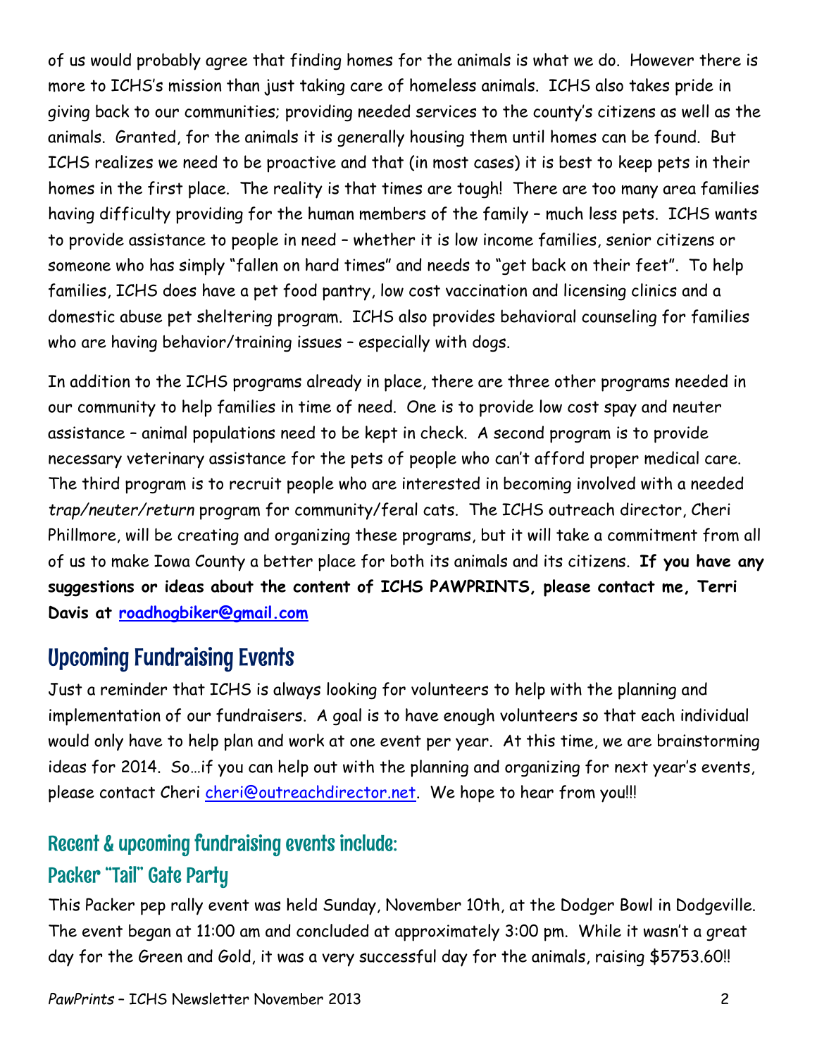of us would probably agree that finding homes for the animals is what we do. However there is more to ICHS's mission than just taking care of homeless animals. ICHS also takes pride in giving back to our communities; providing needed services to the county's citizens as well as the animals. Granted, for the animals it is generally housing them until homes can be found. But ICHS realizes we need to be proactive and that (in most cases) it is best to keep pets in their homes in the first place. The reality is that times are tough! There are too many area families having difficulty providing for the human members of the family – much less pets. ICHS wants to provide assistance to people in need – whether it is low income families, senior citizens or someone who has simply "fallen on hard times" and needs to "get back on their feet". To help families, ICHS does have a pet food pantry, low cost vaccination and licensing clinics and a domestic abuse pet sheltering program. ICHS also provides behavioral counseling for families who are having behavior/training issues – especially with dogs.

In addition to the ICHS programs already in place, there are three other programs needed in our community to help families in time of need. One is to provide low cost spay and neuter assistance – animal populations need to be kept in check. A second program is to provide necessary veterinary assistance for the pets of people who can't afford proper medical care. The third program is to recruit people who are interested in becoming involved with a needed *trap/neuter/return* program for community/feral cats. The ICHS outreach director, Cheri Phillmore, will be creating and organizing these programs, but it will take a commitment from all of us to make Iowa County a better place for both its animals and its citizens. **If you have any suggestions or ideas about the content of ICHS PAWPRINTS, please contact me, Terri Davis at [roadhogbiker@gmail.com](mailto:roadhogbiker@gmail.com)**

## Upcoming Fundraising Events

Just a reminder that ICHS is always looking for volunteers to help with the planning and implementation of our fundraisers. A goal is to have enough volunteers so that each individual would only have to help plan and work at one event per year. At this time, we are brainstorming ideas for 2014. So…if you can help out with the planning and organizing for next year's events, please contact Cheri [cheri@outreachdirector.net](mailto:cheri@outreachdirector.net). We hope to hear from you!!!

### Recent & upcoming fundraising events include:

### Packer "Tail" Gate Party

This Packer pep rally event was held Sunday, November 10th, at the Dodger Bowl in Dodgeville. The event began at 11:00 am and concluded at approximately 3:00 pm. While it wasn't a great day for the Green and Gold, it was a very successful day for the animals, raising $5753.60!!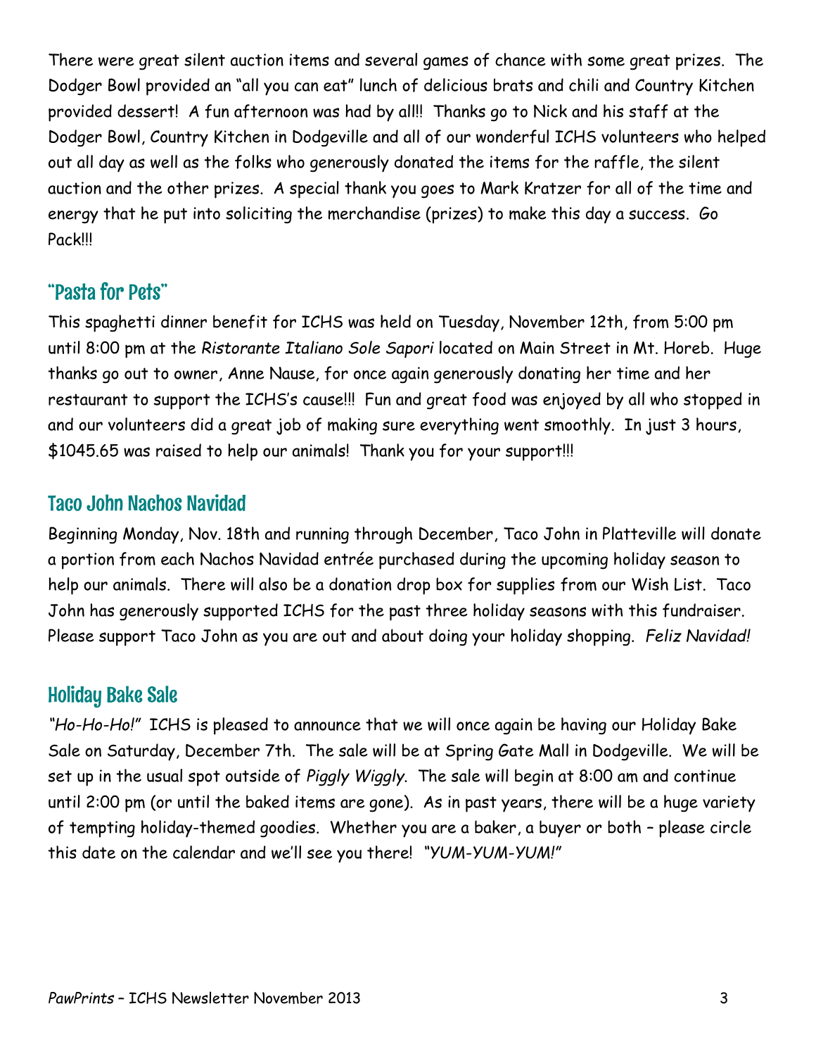There were great silent auction items and several games of chance with some great prizes. The Dodger Bowl provided an "all you can eat" lunch of delicious brats and chili and Country Kitchen provided dessert! A fun afternoon was had by all!! Thanks go to Nick and his staff at the Dodger Bowl, Country Kitchen in Dodgeville and all of our wonderful ICHS volunteers who helped out all day as well as the folks who generously donated the items for the raffle, the silent auction and the other prizes. A special thank you goes to Mark Kratzer for all of the time and energy that he put into soliciting the merchandise (prizes) to make this day a success. Go Pack!!!

## "Pasta for Pets"

This spaghetti dinner benefit for ICHS was held on Tuesday, November 12th, from 5:00 pm until 8:00 pm at the *Ristorante Italiano Sole Sapori* located on Main Street in Mt. Horeb. Huge thanks go out to owner, Anne Nause, for once again generously donating her time and her restaurant to support the ICHS's cause!!! Fun and great food was enjoyed by all who stopped in and our volunteers did a great job of making sure everything went smoothly. In just 3 hours, $1045.65 was raised to help our animals! Thank you for your support!!!

## Taco John Nachos Navidad

Beginning Monday, Nov. 18th and running through December, Taco John in Platteville will donate a portion from each Nachos Navidad entrée purchased during the upcoming holiday season to help our animals. There will also be a donation drop box for supplies from our Wish List. Taco John has generously supported ICHS for the past three holiday seasons with this fundraiser. Please support Taco John as you are out and about doing your holiday shopping. *Feliz Navidad!*

## Holiday Bake Sale

*"Ho-Ho-Ho!"* ICHS is pleased to announce that we will once again be having our Holiday Bake Sale on Saturday, December 7th. The sale will be at Spring Gate Mall in Dodgeville. We will be set up in the usual spot outside of *Piggly Wiggly*. The sale will begin at 8:00 am and continue until 2:00 pm (or until the baked items are gone). As in past years, there will be a huge variety of tempting holiday-themed goodies. Whether you are a baker, a buyer or both – please circle this date on the calendar and we'll see you there! *"YUM-YUM-YUM!"*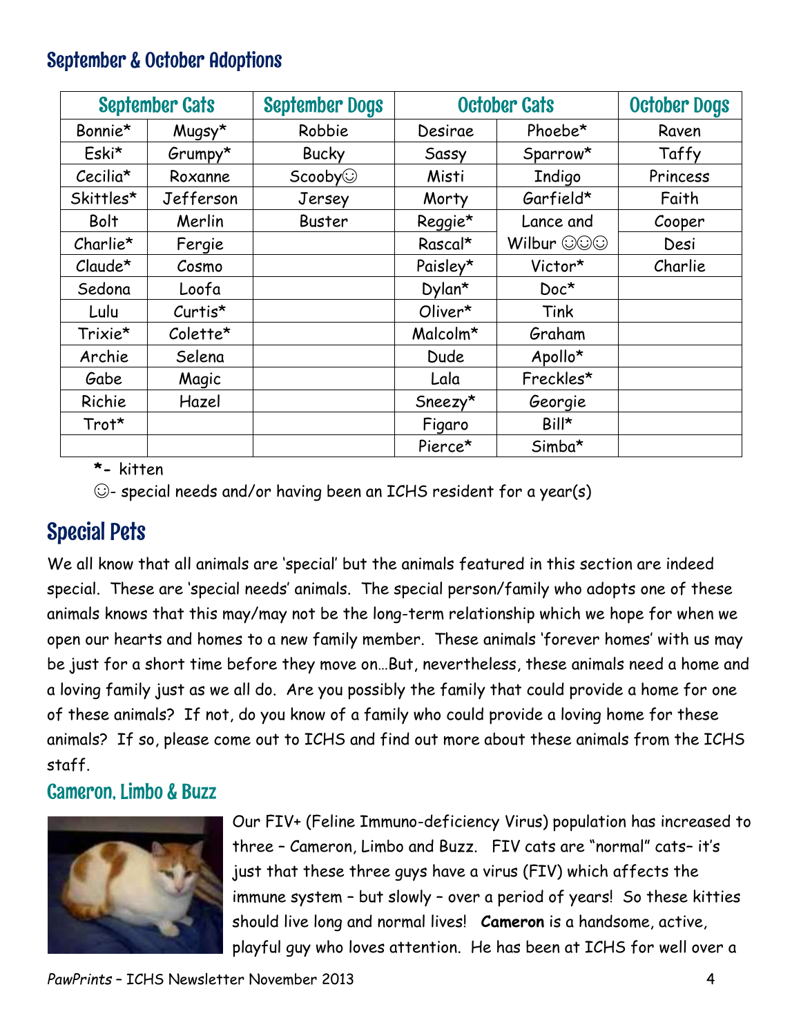## September & October Adoptions

| September Cats | | September Dogs | October Cats | | October Dogs |
|---|---|---|---|---|---|
| Bonnie* | Mugsy* | Robbie | Desirae | Phoebe* | Raven |
| Eski* | Grumpy* | Bucky | Sassy | Sparrow* | Taffy |
| Cecilia* | Roxanne | Scooby☺ | Misti | Indigo | Princess |
| Skittles* | Jefferson | Jersey | Morty | Garfield* | Faith |
| Bolt | Merlin | Buster | Reggie* | Lance and | Cooper |
| Charlie* | Fergie | | Rascal* | Wilbur ☺☺☺ | Desi |
| Claude* | Cosmo | | Paisley* | Victor* | Charlie |
| Sedona | Loofa | | Dylan* | Doc* | |
| Lulu | Curtis* | | Oliver* | Tink | |
| Trixie* | Colette* | | Malcolm* | Graham | |
| Archie | Selena | | Dude | Apollo* | |
| Gabe | Magic | | Lala | Freckles* | |
| Richie | Hazel | | Sneezy* | Georgie | |
| Trot* | | | Figaro | Bill* | |
| | | | Pierce* | Simba* | |

*- kitten

☺- special needs and/or having been an ICHS resident for a year(s)

## Special Pets

We all know that all animals are 'special' but the animals featured in this section are indeed special. These are 'special needs' animals. The special person/family who adopts one of these animals knows that this may/may not be the long-term relationship which we hope for when we open our hearts and homes to a new family member. These animals 'forever homes' with us may be just for a short time before they move on…But, nevertheless, these animals need a home and a loving family just as we all do. Are you possibly the family that could provide a home for one of these animals? If not, do you know of a family who could provide a loving home for these animals? If so, please come out to ICHS and find out more about these animals from the ICHS staff.

### Cameron, Limbo & Buzz

Our FIV+ (Feline Immuno-deficiency Virus) population has increased to three – Cameron, Limbo and Buzz. FIV cats are "normal" cats– it's just that these three guys have a virus (FIV) which affects the immune system – but slowly – over a period of years! So these kitties should live long and normal lives! **Cameron** is a handsome, active, playful guy who loves attention. He has been at ICHS for well over a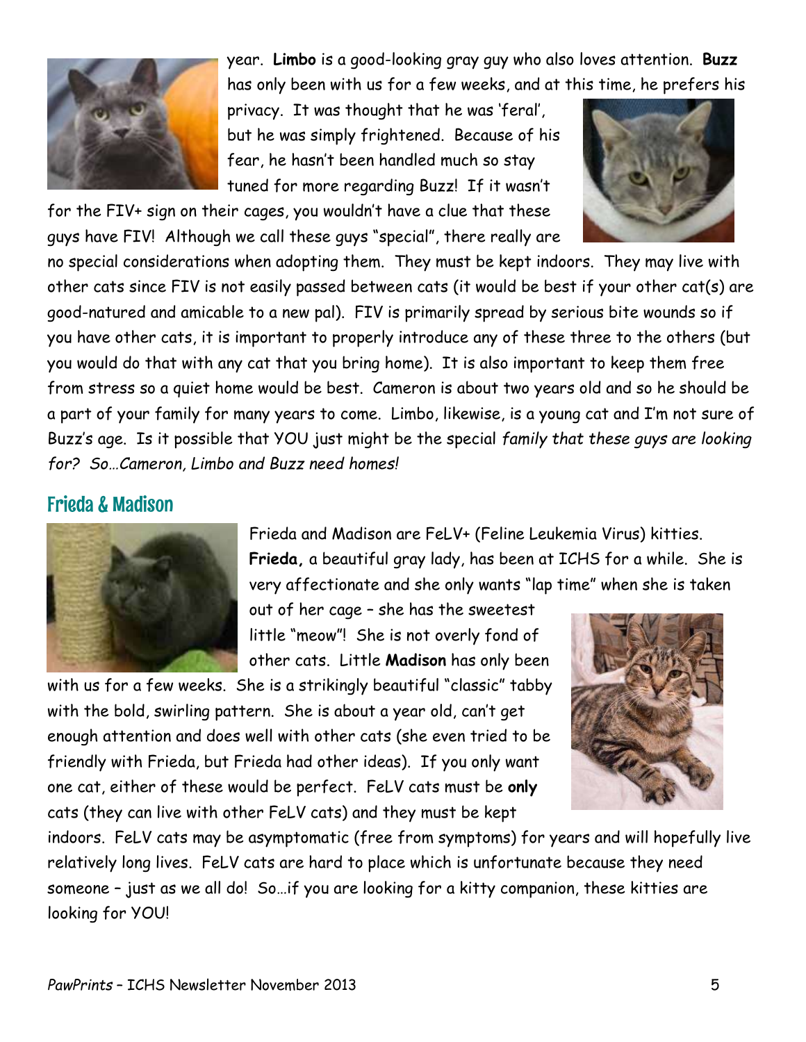year. **Limbo** is a good-looking gray guy who also loves attention. **Buzz** has only been with us for a few weeks, and at this time, he prefers his privacy. It was thought that he was 'feral', but he was simply frightened. Because of his fear, he hasn't been handled much so stay tuned for more regarding Buzz! If it wasn't for the FIV+ sign on their cages, you wouldn't have a clue that these guys have FIV! Although we call these guys "special", there really are no special considerations when adopting them. They must be kept indoors. They may live with other cats since FIV is not easily passed between cats (it would be best if your other cat(s) are good-natured and amicable to a new pal). FIV is primarily spread by serious bite wounds so if you have other cats, it is important to properly introduce any of these three to the others (but you would do that with any cat that you bring home). It is also important to keep them free from stress so a quiet home would be best. Cameron is about two years old and so he should be a part of your family for many years to come. Limbo, likewise, is a young cat and I'm not sure of Buzz's age. Is it possible that YOU just might be the special *family that these guys are looking for? So…Cameron, Limbo and Buzz need homes!*

## Frieda & Madison

Frieda and Madison are FeLV+ (Feline Leukemia Virus) kitties. **Frieda,** a beautiful gray lady, has been at ICHS for a while. She is very affectionate and she only wants "lap time" when she is taken out of her cage – she has the sweetest little "meow"! She is not overly fond of other cats. Little **Madison** has only been with us for a few weeks. She is a strikingly beautiful "classic" tabby with the bold, swirling pattern. She is about a year old, can't get enough attention and does well with other cats (she even tried to be friendly with Frieda, but Frieda had other ideas). If you only want one cat, either of these would be perfect. FeLV cats must be **only** cats (they can live with other FeLV cats) and they must be kept indoors. FeLV cats may be asymptomatic (free from symptoms) for years and will hopefully live relatively long lives. FeLV cats are hard to place which is unfortunate because they need someone – just as we all do! So…if you are looking for a kitty companion, these kitties are looking for YOU!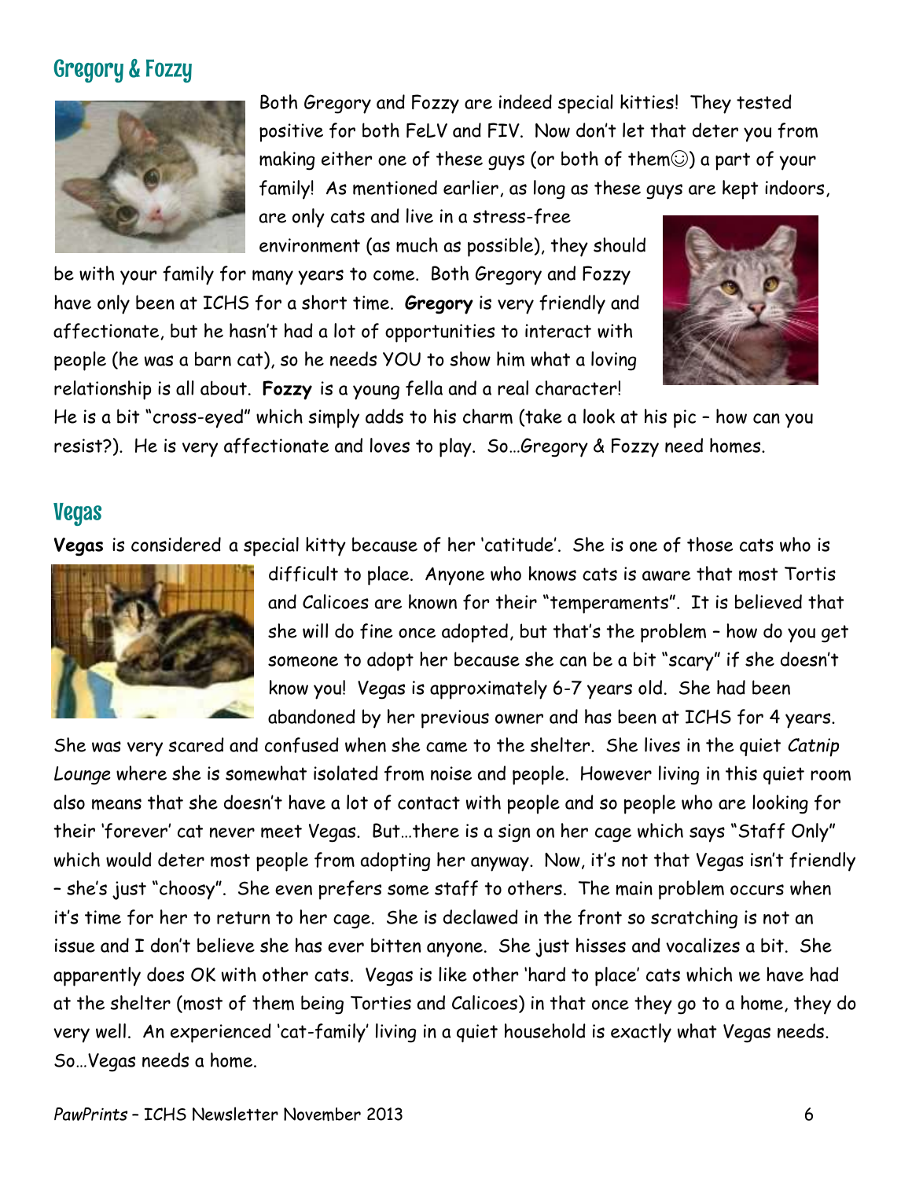## Gregory & Fozzy

Both Gregory and Fozzy are indeed special kitties! They tested positive for both FeLV and FIV. Now don't let that deter you from making either one of these guys (or both of them☺) a part of your family! As mentioned earlier, as long as these guys are kept indoors, are only cats and live in a stress-free environment (as much as possible), they should be with your family for many years to come. Both Gregory and Fozzy have only been at ICHS for a short time. **Gregory** is very friendly and affectionate, but he hasn't had a lot of opportunities to interact with people (he was a barn cat), so he needs YOU to show him what a loving relationship is all about. **Fozzy** is a young fella and a real character! He is a bit "cross-eyed" which simply adds to his charm (take a look at his pic – how can you resist?). He is very affectionate and loves to play. So…Gregory & Fozzy need homes.

## Vegas

**Vegas** is considered a special kitty because of her 'catitude'. She is one of those cats who is difficult to place. Anyone who knows cats is aware that most Tortis and Calicoes are known for their "temperaments". It is believed that she will do fine once adopted, but that's the problem – how do you get someone to adopt her because she can be a bit "scary" if she doesn't know you! Vegas is approximately 6-7 years old. She had been abandoned by her previous owner and has been at ICHS for 4 years. She was very scared and confused when she came to the shelter. She lives in the quiet *Catnip Lounge* where she is somewhat isolated from noise and people. However living in this quiet room also means that she doesn't have a lot of contact with people and so people who are looking for their 'forever' cat never meet Vegas. But…there is a sign on her cage which says "Staff Only" which would deter most people from adopting her anyway. Now, it's not that Vegas isn't friendly – she's just "choosy". She even prefers some staff to others. The main problem occurs when it's time for her to return to her cage. She is declawed in the front so scratching is not an issue and I don't believe she has ever bitten anyone. She just hisses and vocalizes a bit. She apparently does OK with other cats. Vegas is like other 'hard to place' cats which we have had at the shelter (most of them being Torties and Calicoes) in that once they go to a home, they do very well. An experienced 'cat-family' living in a quiet household is exactly what Vegas needs. So…Vegas needs a home.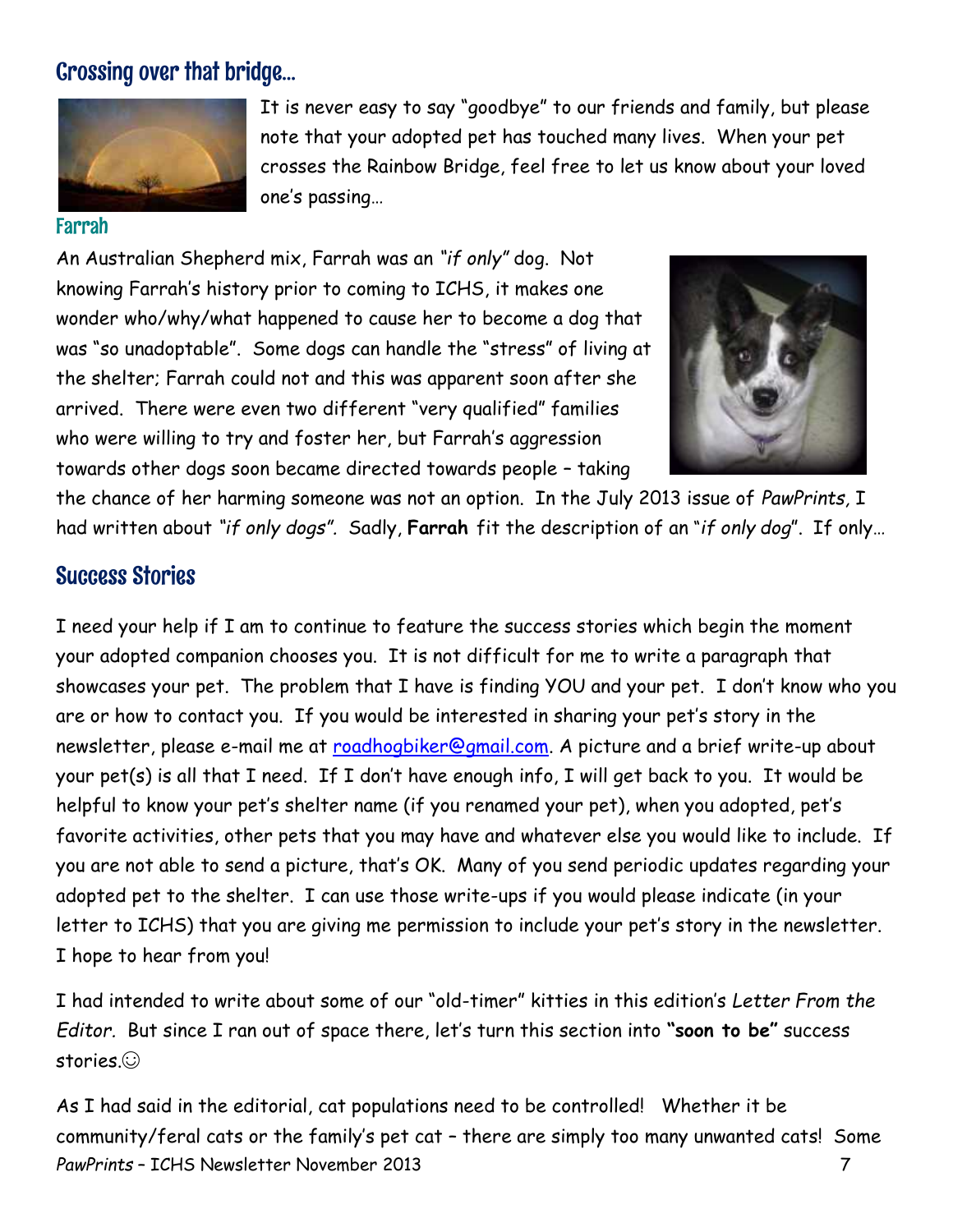## Crossing over that bridge...

It is never easy to say "goodbye" to our friends and family, but please note that your adopted pet has touched many lives. When your pet crosses the Rainbow Bridge, feel free to let us know about your loved one's passing…

### Farrah

An Australian Shepherd mix, Farrah was an *"if only"* dog. Not knowing Farrah's history prior to coming to ICHS, it makes one wonder who/why/what happened to cause her to become a dog that was "so unadoptable". Some dogs can handle the "stress" of living at the shelter; Farrah could not and this was apparent soon after she arrived. There were even two different "very qualified" families who were willing to try and foster her, but Farrah's aggression towards other dogs soon became directed towards people – taking the chance of her harming someone was not an option. In the July 2013 issue of *PawPrints*, I had written about *"if only dogs"*. Sadly, **Farrah** fit the description of an "*if only dog*". If only…

## Success Stories

I need your help if I am to continue to feature the success stories which begin the moment your adopted companion chooses you. It is not difficult for me to write a paragraph that showcases your pet. The problem that I have is finding YOU and your pet. I don't know who you are or how to contact you. If you would be interested in sharing your pet's story in the newsletter, please e-mail me at roadhogbiker@gmail.com. A picture and a brief write-up about your pet(s) is all that I need. If I don't have enough info, I will get back to you. It would be helpful to know your pet's shelter name (if you renamed your pet), when you adopted, pet's favorite activities, other pets that you may have and whatever else you would like to include. If you are not able to send a picture, that's OK. Many of you send periodic updates regarding your adopted pet to the shelter. I can use those write-ups if you would please indicate (in your letter to ICHS) that you are giving me permission to include your pet's story in the newsletter. I hope to hear from you!

I had intended to write about some of our "old-timer" kitties in this edition's *Letter From the Editor*. But since I ran out of space there, let's turn this section into **"soon to be"** success stories.☺

As I had said in the editorial, cat populations need to be controlled! Whether it be community/feral cats or the family's pet cat – there are simply too many unwanted cats! Some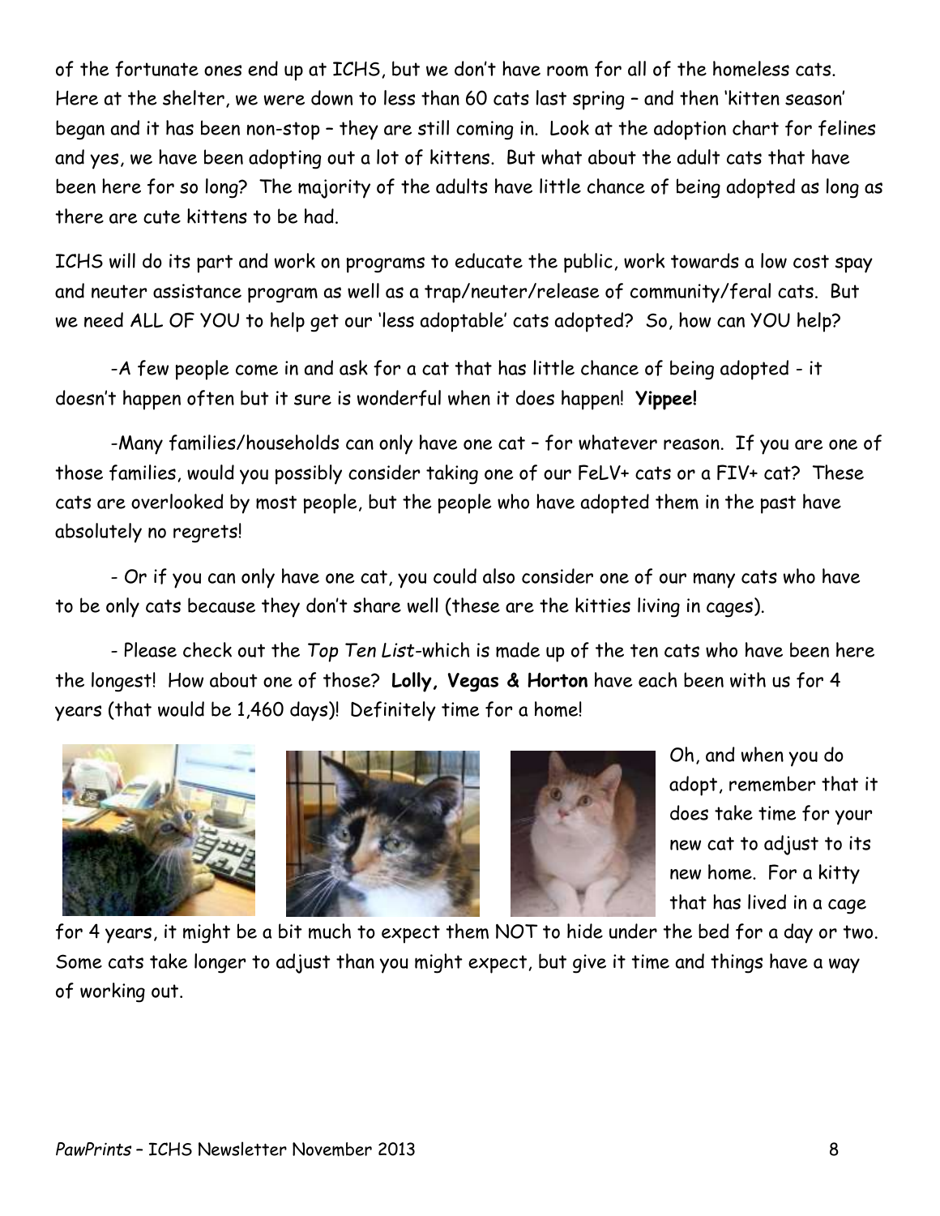of the fortunate ones end up at ICHS, but we don't have room for all of the homeless cats. Here at the shelter, we were down to less than 60 cats last spring – and then 'kitten season' began and it has been non-stop – they are still coming in. Look at the adoption chart for felines and yes, we have been adopting out a lot of kittens. But what about the adult cats that have been here for so long? The majority of the adults have little chance of being adopted as long as there are cute kittens to be had.

ICHS will do its part and work on programs to educate the public, work towards a low cost spay and neuter assistance program as well as a trap/neuter/release of community/feral cats. But we need ALL OF YOU to help get our 'less adoptable' cats adopted? So, how can YOU help?

-A few people come in and ask for a cat that has little chance of being adopted - it doesn't happen often but it sure is wonderful when it does happen! **Yippee!**

-Many families/households can only have one cat – for whatever reason. If you are one of those families, would you possibly consider taking one of our FeLV+ cats or a FIV+ cat? These cats are overlooked by most people, but the people who have adopted them in the past have absolutely no regrets!

- Or if you can only have one cat, you could also consider one of our many cats who have to be only cats because they don't share well (these are the kitties living in cages).

- Please check out the *Top Ten List*-which is made up of the ten cats who have been here the longest! How about one of those? **Lolly, Vegas & Horton** have each been with us for 4 years (that would be 1,460 days)! Definitely time for a home!

Oh, and when you do adopt, remember that it does take time for your new cat to adjust to its new home. For a kitty that has lived in a cage for 4 years, it might be a bit much to expect them NOT to hide under the bed for a day or two. Some cats take longer to adjust than you might expect, but give it time and things have a way of working out.